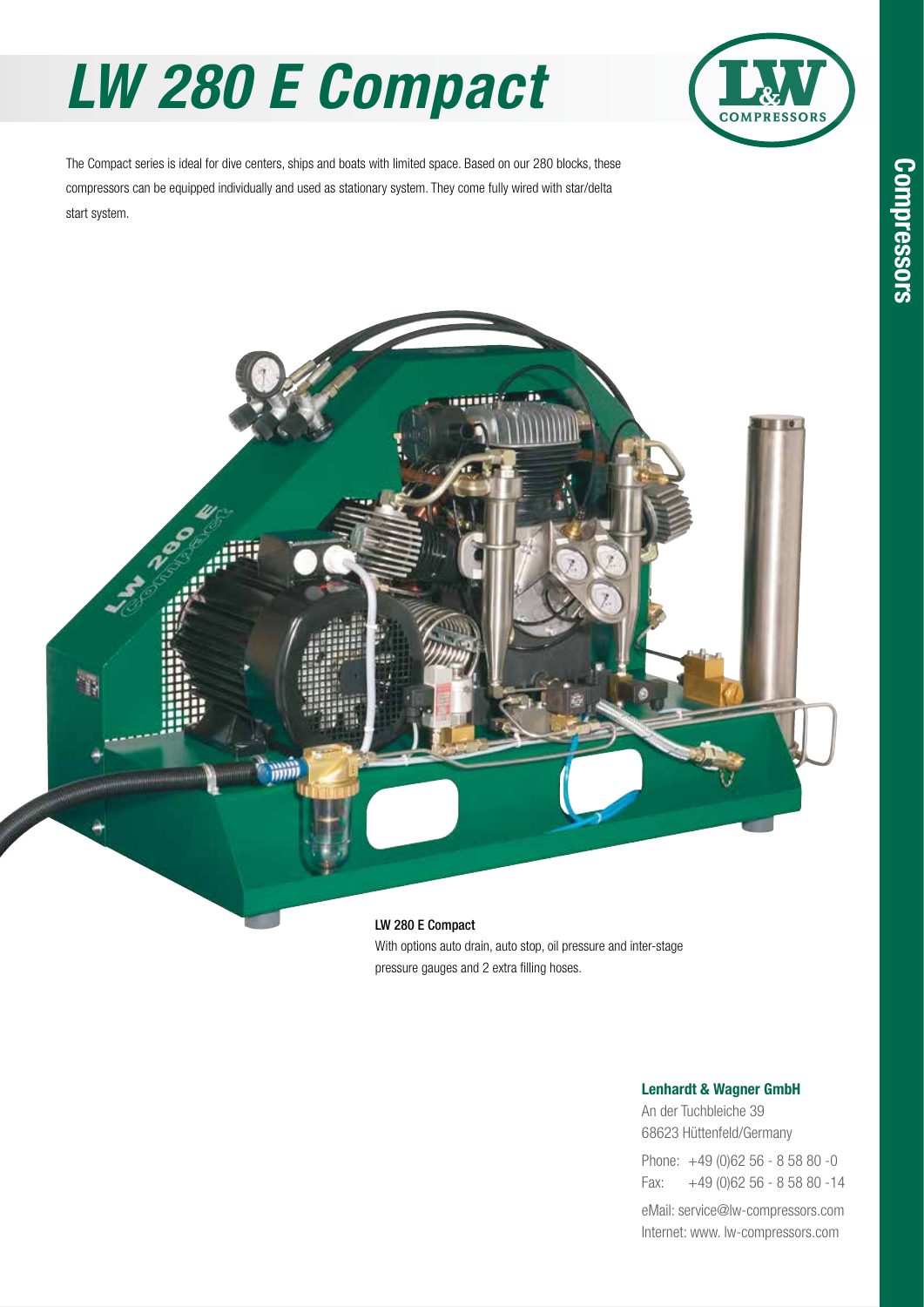# LW 280 E Compact

The Compact series is ideal for dive centers, ships and boats with limited space. Based on our 280 blocks, these compressors can be equipped individually and used as stationary system. They come fully wired with star/delta start system.

**LW 280 E Compact**

With options auto drain, auto stop, oil pressure and inter-stage pressure gauges and 2 extra filling hoses.

**Lenhardt & Wagner GmbH**

An der Tuchbleiche 39
68623 Hüttenfeld/Germany

Phone: +49 (0)62 56 - 8 58 80 -0
Fax: +49 (0)62 56 - 8 58 80 -14

eMail: service@lw-compressors.com
Internet: www. lw-compressors.com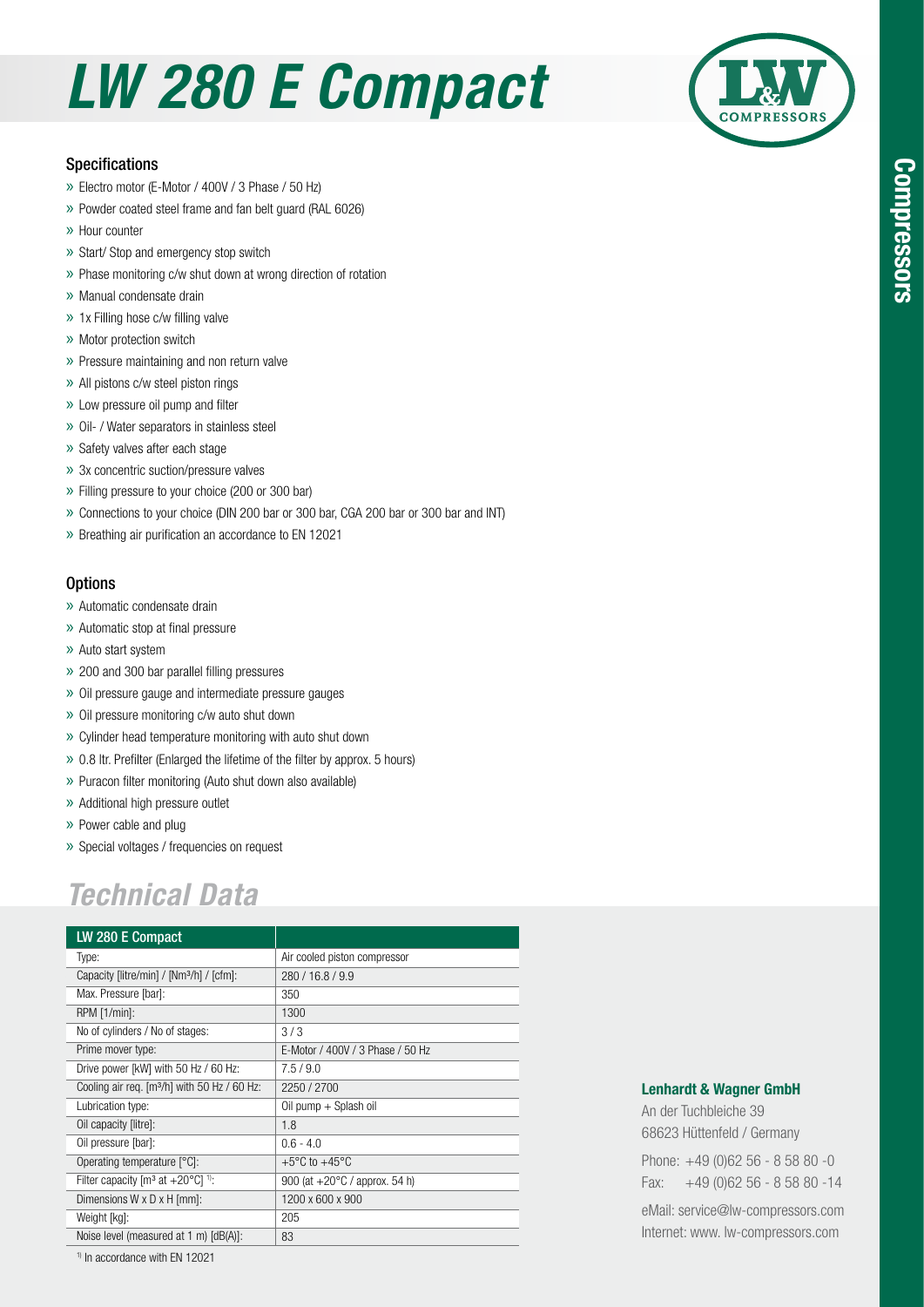# LW 280 E Compact

## Specifications

- » Electro motor (E-Motor / 400V / 3 Phase / 50 Hz)
- » Powder coated steel frame and fan belt guard (RAL 6026)
- » Hour counter
- » Start/ Stop and emergency stop switch
- » Phase monitoring c/w shut down at wrong direction of rotation
- » Manual condensate drain
- » 1x Filling hose c/w filling valve
- » Motor protection switch
- » Pressure maintaining and non return valve
- » All pistons c/w steel piston rings
- » Low pressure oil pump and filter
- » Oil- / Water separators in stainless steel
- » Safety valves after each stage
- » 3x concentric suction/pressure valves
- » Filling pressure to your choice (200 or 300 bar)
- » Connections to your choice (DIN 200 bar or 300 bar, CGA 200 bar or 300 bar and INT)
- » Breathing air purification an accordance to EN 12021

## Options

- » Automatic condensate drain
- » Automatic stop at final pressure
- » Auto start system
- » 200 and 300 bar parallel filling pressures
- » Oil pressure gauge and intermediate pressure gauges
- » Oil pressure monitoring c/w auto shut down
- » Cylinder head temperature monitoring with auto shut down
- » 0.8 ltr. Prefilter (Enlarged the lifetime of the filter by approx. 5 hours)
- » Puracon filter monitoring (Auto shut down also available)
- » Additional high pressure outlet
- » Power cable and plug
- » Special voltages / frequencies on request

## Technical Data

| LW 280 E Compact | |
|---|---|
| Type: | Air cooled piston compressor |
| Capacity [litre/min] / [Nm³/h] / [cfm]: | 280 / 16.8 / 9.9 |
| Max. Pressure [bar]: | 350 |
| RPM [1/min]: | 1300 |
| No of cylinders / No of stages: | 3 / 3 |
| Prime mover type: | E-Motor / 400V / 3 Phase / 50 Hz |
| Drive power [kW] with 50 Hz / 60 Hz: | 7.5 / 9.0 |
| Cooling air req. [m³/h] with 50 Hz / 60 Hz: | 2250 / 2700 |
| Lubrication type: | Oil pump + Splash oil |
| Oil capacity [litre]: | 1.8 |
| Oil pressure [bar]: | 0.6 - 4.0 |
| Operating temperature [°C]: | +5°C to +45°C |
| Filter capacity [m³ at +20°C] [1]: | 900 (at +20°C / approx. 54 h) |
| Dimensions W x D x H [mm]: | 1200 x 600 x 900 |
| Weight [kg]: | 205 |
| Noise level (measured at 1 m) [dB(A)]: | 83 |

[1] In accordance with EN 12021

**Lenhardt & Wagner GmbH**

An der Tuchbleiche 39
68623 Hüttenfeld / Germany

Phone: +49 (0)62 56 - 8 58 80 -0
Fax: +49 (0)62 56 - 8 58 80 -14

eMail: service@lw-compressors.com
Internet: www. lw-compressors.com